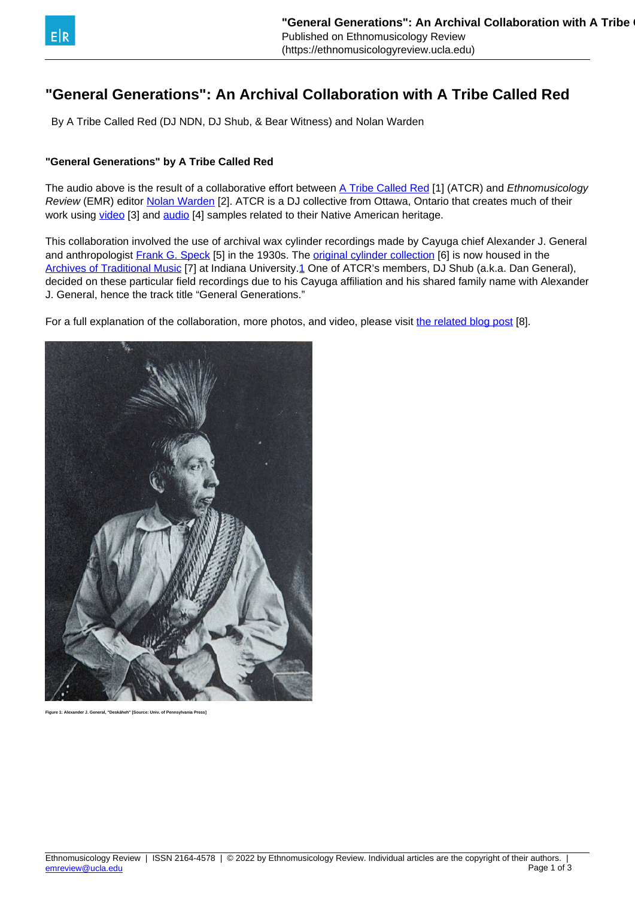# "General Generations": An Archival Collaboration with A Tribe Called Red

By A Tribe Called Red (DJ NDN, DJ Shub, & Bear Witness) and Nolan Warden

### "General Generations" by A Tribe Called Red

The audio above is the result of a collaborative effort between A Tribe Called Red [1] (ATCR) and *Ethnomusicology Review* (EMR) editor Nolan Warden [2]. ATCR is a DJ collective from Ottawa, Ontario that creates much of their work using video [3] and audio [4] samples related to their Native American heritage.

This collaboration involved the use of archival wax cylinder recordings made by Cayuga chief Alexander J. General and anthropologist Frank G. Speck [5] in the 1930s. The original cylinder collection [6] is now housed in the Archives of Traditional Music [7] at Indiana University.1 One of ATCR's members, DJ Shub (a.k.a. Dan General), decided on these particular field recordings due to his Cayuga affiliation and his shared family name with Alexander J. General, hence the track title "General Generations."

For a full explanation of the collaboration, more photos, and video, please visit the related blog post [8].

Figure 1: Alexander J. General, "Deskáheh" [Source: Univ. of Pennsylvania Press]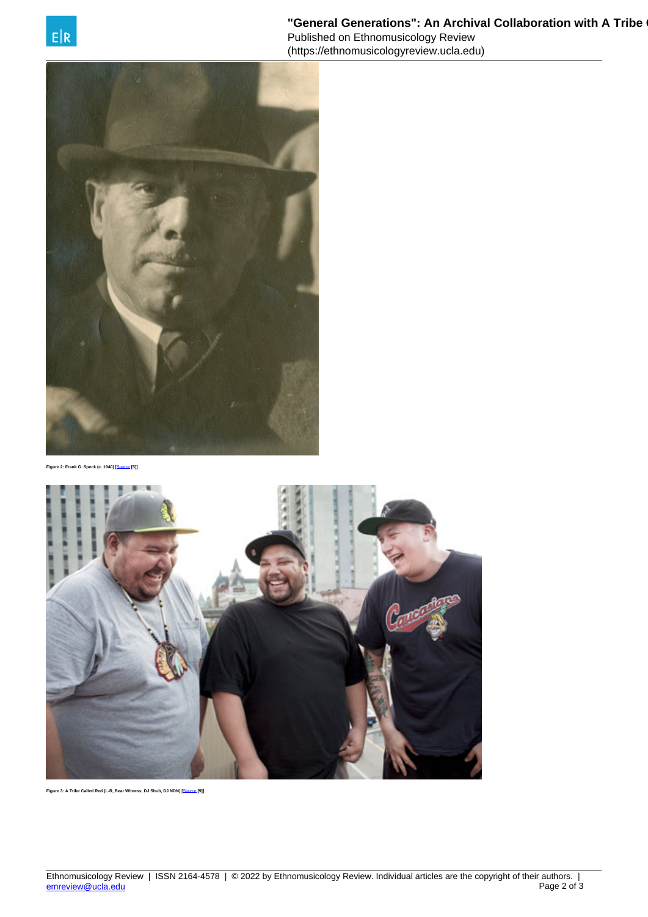Figure 2: Frank G. Speck (c. 1940) [Source [5]]

Figure 3: A Tribe Called Red (L-R, Bear Witness, DJ Shub, DJ NDN) [Source [9]]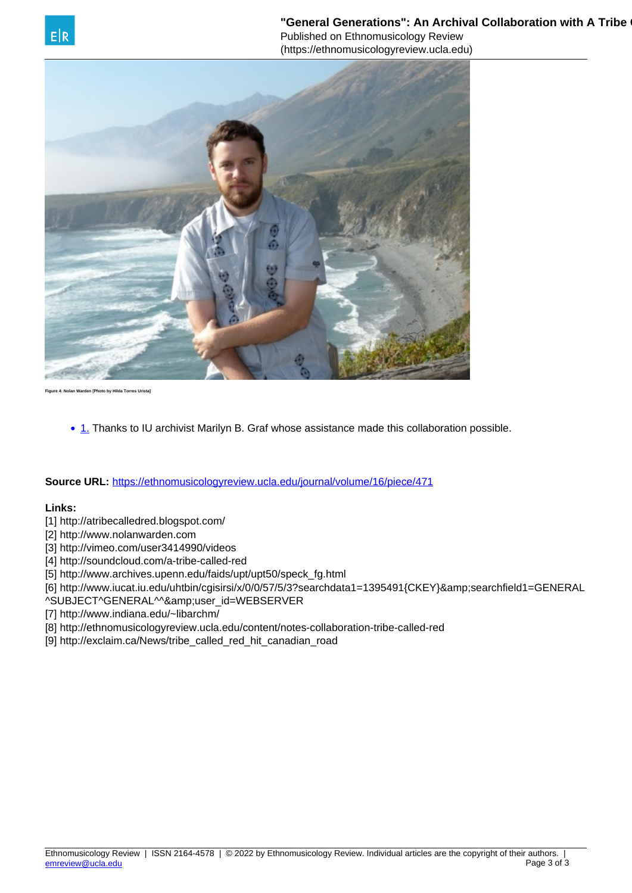Figure 4: Nolan Warden [Photo by Hilda Torres Urista]

- 1. Thanks to IU archivist Marilyn B. Graf whose assistance made this collaboration possible.

**Source URL:** https://ethnomusicologyreview.ucla.edu/journal/volume/16/piece/471

**Links:**
[1] http://atribecalledred.blogspot.com/
[2] http://www.nolanwarden.com
[3] http://vimeo.com/user3414990/videos
[4] http://soundcloud.com/a-tribe-called-red
[5] http://www.archives.upenn.edu/faids/upt/upt50/speck_fg.html
[6] http://www.iucat.iu.edu/uhtbin/cgisirsi/x/0/0/57/5/3?searchdata1=1395491{CKEY}&amp;searchfield1=GENERAL^SUBJECT^GENERAL^^&amp;user_id=WEBSERVER
[7] http://www.indiana.edu/~libarchm/
[8] http://ethnomusicologyreview.ucla.edu/content/notes-collaboration-tribe-called-red
[9] http://exclaim.ca/News/tribe_called_red_hit_canadian_road